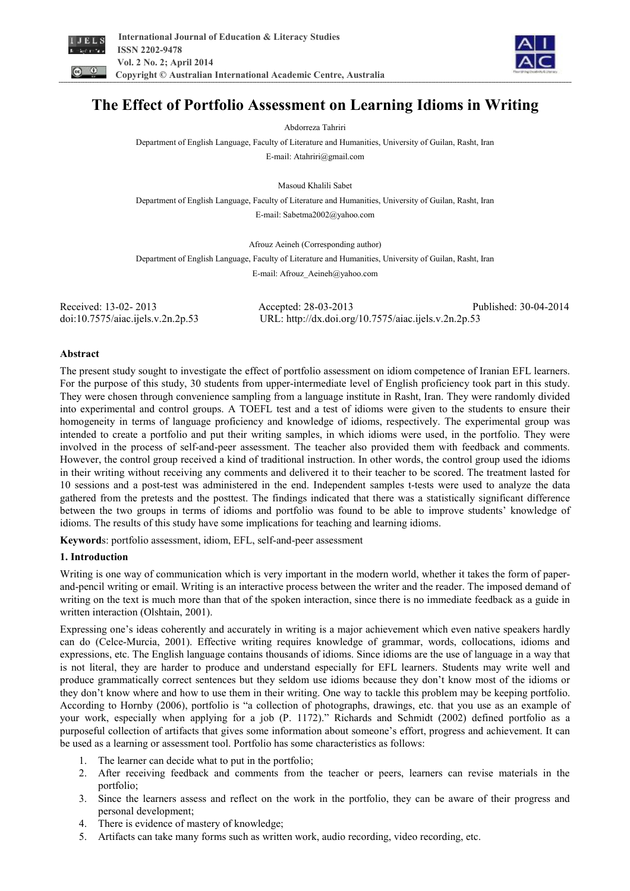# The Effect of Portfolio Assessment on Learning Idioms in Writing

Abdorreza Tahriri

Department of English Language, Faculty of Literature and Humanities, University of Guilan, Rasht, Iran

E-mail: Atahriri@gmail.com

Masoud Khalili Sabet

Department of English Language, Faculty of Literature and Humanities, University of Guilan, Rasht, Iran

E-mail: Sabetma2002@yahoo.com

Afrouz Aeineh (Corresponding author)

Department of English Language, Faculty of Literature and Humanities, University of Guilan, Rasht, Iran

E-mail: Afrouz_Aeineh@yahoo.com

Received: 13-02- 2013    Accepted: 28-03-2013    Published: 30-04-2014

doi:10.7575/aiac.ijels.v.2n.2p.53    URL: http://dx.doi.org/10.7575/aiac.ijels.v.2n.2p.53

## Abstract

The present study sought to investigate the effect of portfolio assessment on idiom competence of Iranian EFL learners. For the purpose of this study, 30 students from upper-intermediate level of English proficiency took part in this study. They were chosen through convenience sampling from a language institute in Rasht, Iran. They were randomly divided into experimental and control groups. A TOEFL test and a test of idioms were given to the students to ensure their homogeneity in terms of language proficiency and knowledge of idioms, respectively. The experimental group was intended to create a portfolio and put their writing samples, in which idioms were used, in the portfolio. They were involved in the process of self-and-peer assessment. The teacher also provided them with feedback and comments. However, the control group received a kind of traditional instruction. In other words, the control group used the idioms in their writing without receiving any comments and delivered it to their teacher to be scored. The treatment lasted for 10 sessions and a post-test was administered in the end. Independent samples t-tests were used to analyze the data gathered from the pretests and the posttest. The findings indicated that there was a statistically significant difference between the two groups in terms of idioms and portfolio was found to be able to improve students' knowledge of idioms. The results of this study have some implications for teaching and learning idioms.

**Keywords**: portfolio assessment, idiom, EFL, self-and-peer assessment

## 1. Introduction

Writing is one way of communication which is very important in the modern world, whether it takes the form of paper-and-pencil writing or email. Writing is an interactive process between the writer and the reader. The imposed demand of writing on the text is much more than that of the spoken interaction, since there is no immediate feedback as a guide in written interaction (Olshtain, 2001).

Expressing one's ideas coherently and accurately in writing is a major achievement which even native speakers hardly can do (Celce-Murcia, 2001). Effective writing requires knowledge of grammar, words, collocations, idioms and expressions, etc. The English language contains thousands of idioms. Since idioms are the use of language in a way that is not literal, they are harder to produce and understand especially for EFL learners. Students may write well and produce grammatically correct sentences but they seldom use idioms because they don't know most of the idioms or they don't know where and how to use them in their writing. One way to tackle this problem may be keeping portfolio. According to Hornby (2006), portfolio is "a collection of photographs, drawings, etc. that you use as an example of your work, especially when applying for a job (P. 1172)." Richards and Schmidt (2002) defined portfolio as a purposeful collection of artifacts that gives some information about someone's effort, progress and achievement. It can be used as a learning or assessment tool. Portfolio has some characteristics as follows:

1. The learner can decide what to put in the portfolio;
2. After receiving feedback and comments from the teacher or peers, learners can revise materials in the portfolio;
3. Since the learners assess and reflect on the work in the portfolio, they can be aware of their progress and personal development;
4. There is evidence of mastery of knowledge;
5. Artifacts can take many forms such as written work, audio recording, video recording, etc.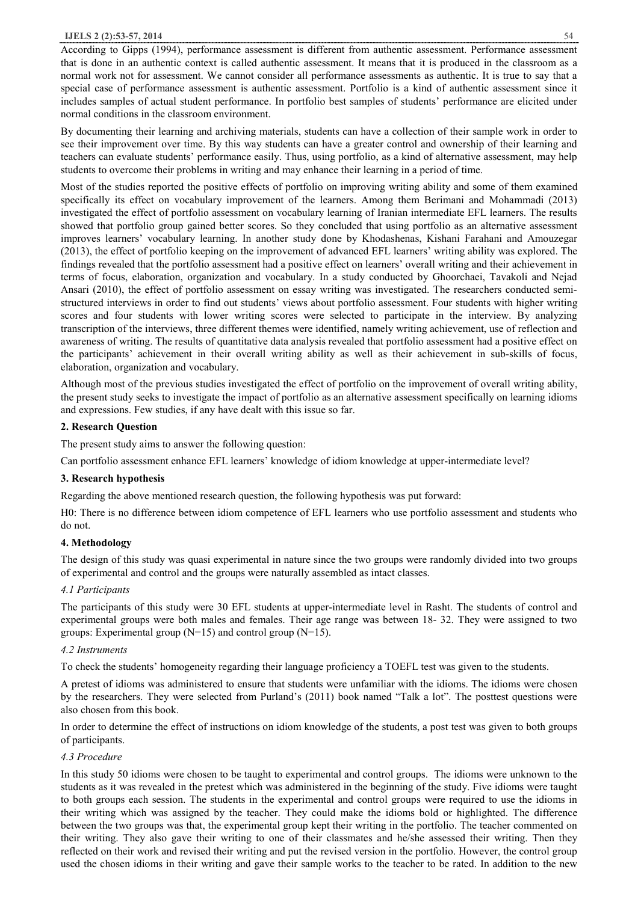According to Gipps (1994), performance assessment is different from authentic assessment. Performance assessment that is done in an authentic context is called authentic assessment. It means that it is produced in the classroom as a normal work not for assessment. We cannot consider all performance assessments as authentic. It is true to say that a special case of performance assessment is authentic assessment. Portfolio is a kind of authentic assessment since it includes samples of actual student performance. In portfolio best samples of students' performance are elicited under normal conditions in the classroom environment.

By documenting their learning and archiving materials, students can have a collection of their sample work in order to see their improvement over time. By this way students can have a greater control and ownership of their learning and teachers can evaluate students' performance easily. Thus, using portfolio, as a kind of alternative assessment, may help students to overcome their problems in writing and may enhance their learning in a period of time.

Most of the studies reported the positive effects of portfolio on improving writing ability and some of them examined specifically its effect on vocabulary improvement of the learners. Among them Berimani and Mohammadi (2013) investigated the effect of portfolio assessment on vocabulary learning of Iranian intermediate EFL learners. The results showed that portfolio group gained better scores. So they concluded that using portfolio as an alternative assessment improves learners' vocabulary learning. In another study done by Khodashenas, Kishani Farahani and Amouzegar (2013), the effect of portfolio keeping on the improvement of advanced EFL learners' writing ability was explored. The findings revealed that the portfolio assessment had a positive effect on learners' overall writing and their achievement in terms of focus, elaboration, organization and vocabulary. In a study conducted by Ghoorchaei, Tavakoli and Nejad Ansari (2010), the effect of portfolio assessment on essay writing was investigated. The researchers conducted semi-structured interviews in order to find out students' views about portfolio assessment. Four students with higher writing scores and four students with lower writing scores were selected to participate in the interview. By analyzing transcription of the interviews, three different themes were identified, namely writing achievement, use of reflection and awareness of writing. The results of quantitative data analysis revealed that portfolio assessment had a positive effect on the participants' achievement in their overall writing ability as well as their achievement in sub-skills of focus, elaboration, organization and vocabulary.

Although most of the previous studies investigated the effect of portfolio on the improvement of overall writing ability, the present study seeks to investigate the impact of portfolio as an alternative assessment specifically on learning idioms and expressions. Few studies, if any have dealt with this issue so far.

## 2. Research Question

The present study aims to answer the following question:

Can portfolio assessment enhance EFL learners' knowledge of idiom knowledge at upper-intermediate level?

## 3. Research hypothesis

Regarding the above mentioned research question, the following hypothesis was put forward:

H0: There is no difference between idiom competence of EFL learners who use portfolio assessment and students who do not.

## 4. Methodology

The design of this study was quasi experimental in nature since the two groups were randomly divided into two groups of experimental and control and the groups were naturally assembled as intact classes.

### *4.1 Participants*

The participants of this study were 30 EFL students at upper-intermediate level in Rasht. The students of control and experimental groups were both males and females. Their age range was between 18- 32. They were assigned to two groups: Experimental group (N=15) and control group (N=15).

### *4.2 Instruments*

To check the students' homogeneity regarding their language proficiency a TOEFL test was given to the students.

A pretest of idioms was administered to ensure that students were unfamiliar with the idioms. The idioms were chosen by the researchers. They were selected from Purland's (2011) book named "Talk a lot". The posttest questions were also chosen from this book.

In order to determine the effect of instructions on idiom knowledge of the students, a post test was given to both groups of participants.

### *4.3 Procedure*

In this study 50 idioms were chosen to be taught to experimental and control groups. The idioms were unknown to the students as it was revealed in the pretest which was administered in the beginning of the study. Five idioms were taught to both groups each session. The students in the experimental and control groups were required to use the idioms in their writing which was assigned by the teacher. They could make the idioms bold or highlighted. The difference between the two groups was that, the experimental group kept their writing in the portfolio. The teacher commented on their writing. They also gave their writing to one of their classmates and he/she assessed their writing. Then they reflected on their work and revised their writing and put the revised version in the portfolio. However, the control group used the chosen idioms in their writing and gave their sample works to the teacher to be rated. In addition to the new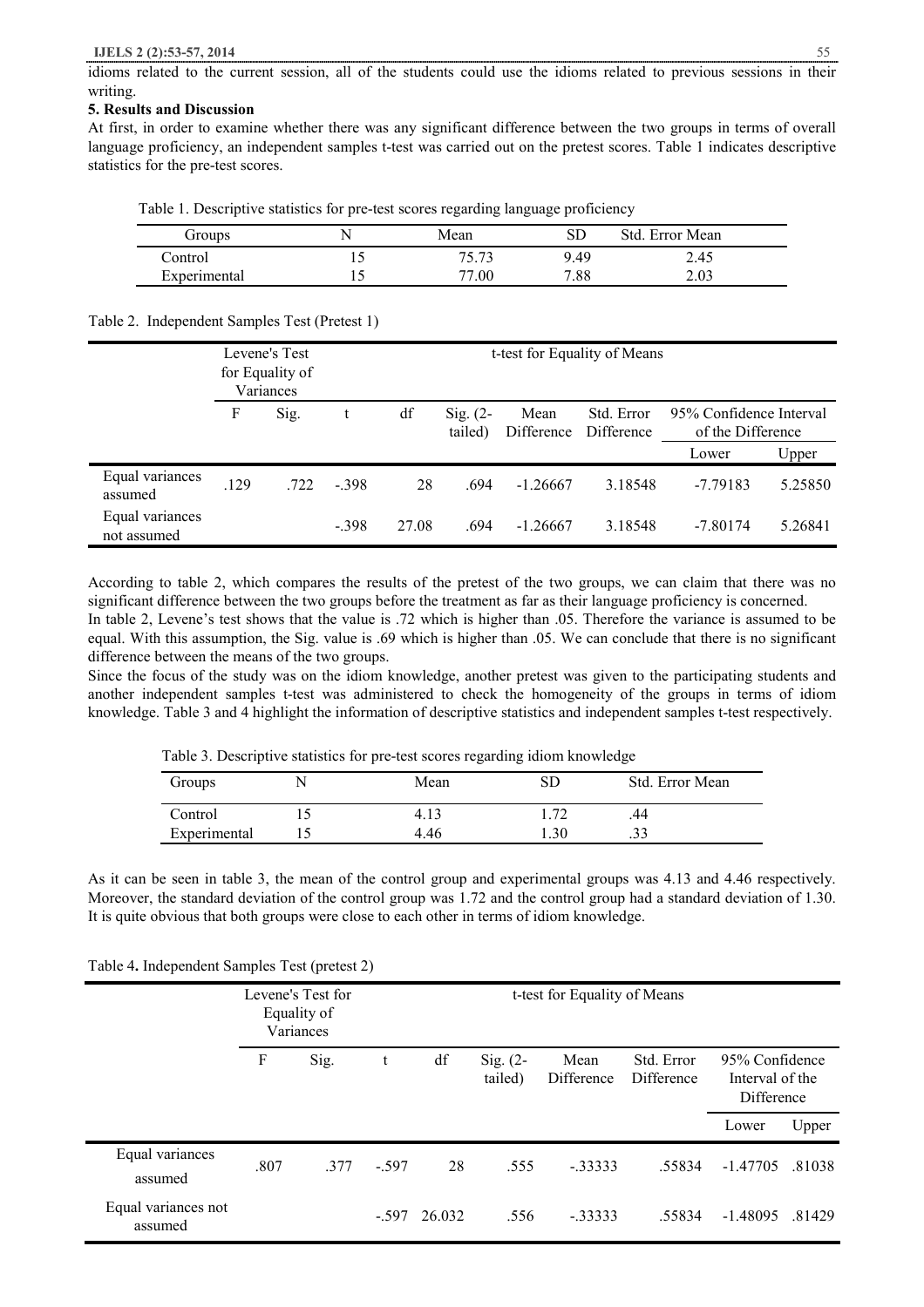idioms related to the current session, all of the students could use the idioms related to previous sessions in their writing.

## 5. Results and Discussion

At first, in order to examine whether there was any significant difference between the two groups in terms of overall language proficiency, an independent samples t-test was carried out on the pretest scores. Table 1 indicates descriptive statistics for the pre-test scores.

Table 1. Descriptive statistics for pre-test scores regarding language proficiency

| Groups | N | Mean | SD | Std. Error Mean |
|---|---|---|---|---|
| Control | 15 | 75.73 | 9.49 | 2.45 |
| Experimental | 15 | 77.00 | 7.88 | 2.03 |

Table 2. Independent Samples Test (Pretest 1)

| | Levene's Test for Equality of Variances | | t-test for Equality of Means | | | | | | |
|---|---|---|---|---|---|---|---|---|---|
| | F | Sig. | t | df | Sig. (2-tailed) | Mean Difference | Std. Error Difference | 95% Confidence Interval of the Difference | |
| | | | | | | | | Lower | Upper |
| Equal variances assumed | .129 | .722 | -.398 | 28 | .694 | -1.26667 | 3.18548 | -7.79183 | 5.25850 |
| Equal variances not assumed | | | -.398 | 27.08 | .694 | -1.26667 | 3.18548 | -7.80174 | 5.26841 |

According to table 2, which compares the results of the pretest of the two groups, we can claim that there was no significant difference between the two groups before the treatment as far as their language proficiency is concerned.
In table 2, Levene's test shows that the value is .72 which is higher than .05. Therefore the variance is assumed to be equal. With this assumption, the Sig. value is .69 which is higher than .05. We can conclude that there is no significant difference between the means of the two groups.
Since the focus of the study was on the idiom knowledge, another pretest was given to the participating students and another independent samples t-test was administered to check the homogeneity of the groups in terms of idiom knowledge. Table 3 and 4 highlight the information of descriptive statistics and independent samples t-test respectively.

Table 3. Descriptive statistics for pre-test scores regarding idiom knowledge

| Groups | N | Mean | SD | Std. Error Mean |
|---|---|---|---|---|
| Control | 15 | 4.13 | 1.72 | .44 |
| Experimental | 15 | 4.46 | 1.30 | .33 |

As it can be seen in table 3, the mean of the control group and experimental groups was 4.13 and 4.46 respectively. Moreover, the standard deviation of the control group was 1.72 and the control group had a standard deviation of 1.30. It is quite obvious that both groups were close to each other in terms of idiom knowledge.

Table 4. Independent Samples Test (pretest 2)

| | Levene's Test for Equality of Variances | | t-test for Equality of Means | | | | | | |
|---|---|---|---|---|---|---|---|---|---|
| | F | Sig. | t | df | Sig. (2-tailed) | Mean Difference | Std. Error Difference | 95% Confidence Interval of the Difference | |
| | | | | | | | | Lower | Upper |
| Equal variances assumed | .807 | .377 | -.597 | 28 | .555 | -.33333 | .55834 | -1.47705 | .81038 |
| Equal variances not assumed | | | -.597 | 26.032 | .556 | -.33333 | .55834 | -1.48095 | .81429 |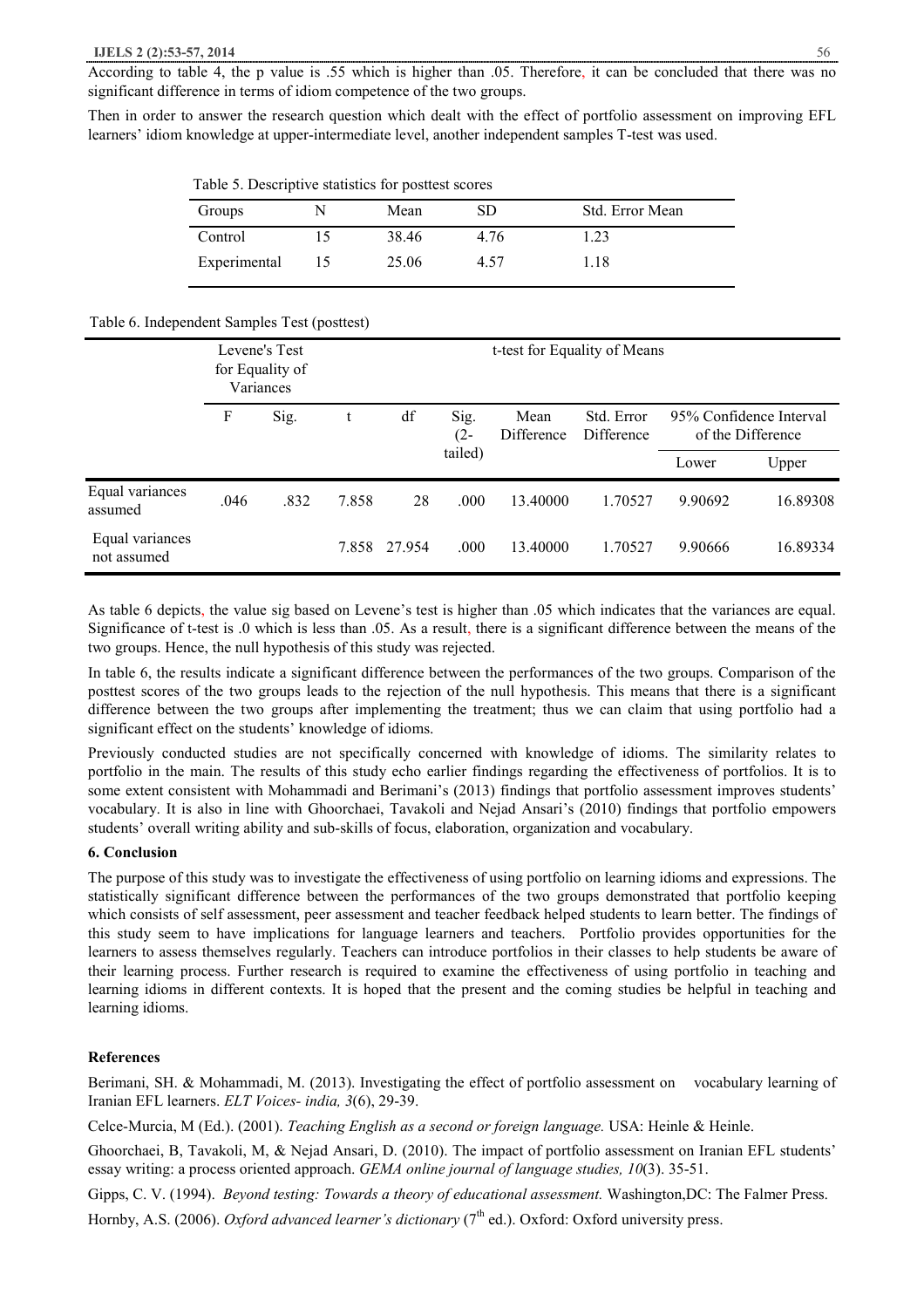According to table 4, the p value is .55 which is higher than .05. Therefore, it can be concluded that there was no significant difference in terms of idiom competence of the two groups.

Then in order to answer the research question which dealt with the effect of portfolio assessment on improving EFL learners' idiom knowledge at upper-intermediate level, another independent samples T-test was used.

Table 5. Descriptive statistics for posttest scores

| Groups | N | Mean | SD | Std. Error Mean |
|---|---|---|---|---|
| Control | 15 | 38.46 | 4.76 | 1.23 |
| Experimental | 15 | 25.06 | 4.57 | 1.18 |

Table 6. Independent Samples Test (posttest)

| | Levene's Test for Equality of Variances | | t-test for Equality of Means | | | | | | |
|---|---|---|---|---|---|---|---|---|---|
| | F | Sig. | t | df | Sig. (2-tailed) | Mean Difference | Std. Error Difference | 95% Confidence Interval of the Difference | |
| | | | | | | | | Lower | Upper |
| Equal variances assumed | .046 | .832 | 7.858 | 28 | .000 | 13.40000 | 1.70527 | 9.90692 | 16.89308 |
| Equal variances not assumed | | | 7.858 | 27.954 | .000 | 13.40000 | 1.70527 | 9.90666 | 16.89334 |

As table 6 depicts, the value sig based on Levene's test is higher than .05 which indicates that the variances are equal. Significance of t-test is .0 which is less than .05. As a result, there is a significant difference between the means of the two groups. Hence, the null hypothesis of this study was rejected.

In table 6, the results indicate a significant difference between the performances of the two groups. Comparison of the posttest scores of the two groups leads to the rejection of the null hypothesis. This means that there is a significant difference between the two groups after implementing the treatment; thus we can claim that using portfolio had a significant effect on the students' knowledge of idioms.

Previously conducted studies are not specifically concerned with knowledge of idioms. The similarity relates to portfolio in the main. The results of this study echo earlier findings regarding the effectiveness of portfolios. It is to some extent consistent with Mohammadi and Berimani's (2013) findings that portfolio assessment improves students' vocabulary. It is also in line with Ghoorchaei, Tavakoli and Nejad Ansari's (2010) findings that portfolio empowers students' overall writing ability and sub-skills of focus, elaboration, organization and vocabulary.

## 6. Conclusion

The purpose of this study was to investigate the effectiveness of using portfolio on learning idioms and expressions. The statistically significant difference between the performances of the two groups demonstrated that portfolio keeping which consists of self assessment, peer assessment and teacher feedback helped students to learn better. The findings of this study seem to have implications for language learners and teachers. Portfolio provides opportunities for the learners to assess themselves regularly. Teachers can introduce portfolios in their classes to help students be aware of their learning process. Further research is required to examine the effectiveness of using portfolio in teaching and learning idioms in different contexts. It is hoped that the present and the coming studies be helpful in teaching and learning idioms.

## References

Berimani, SH. & Mohammadi, M. (2013). Investigating the effect of portfolio assessment on vocabulary learning of Iranian EFL learners. *ELT Voices- india, 3*(6), 29-39.

Celce-Murcia, M (Ed.). (2001). *Teaching English as a second or foreign language.* USA: Heinle & Heinle.

Ghoorchaei, B, Tavakoli, M, & Nejad Ansari, D. (2010). The impact of portfolio assessment on Iranian EFL students' essay writing: a process oriented approach. *GEMA online journal of language studies, 10*(3). 35-51.

Gipps, C. V. (1994). *Beyond testing: Towards a theory of educational assessment.* Washington,DC: The Falmer Press.

Hornby, A.S. (2006). *Oxford advanced learner's dictionary* (7th ed.). Oxford: Oxford university press.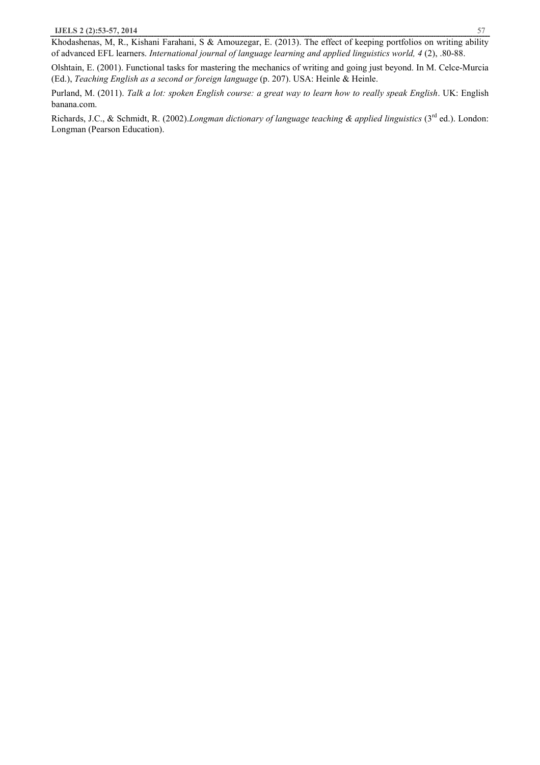Khodashenas, M, R., Kishani Farahani, S & Amouzegar, E. (2013). The effect of keeping portfolios on writing ability of advanced EFL learners. *International journal of language learning and applied linguistics world, 4* (2), .80-88.

Olshtain, E. (2001). Functional tasks for mastering the mechanics of writing and going just beyond. In M. Celce-Murcia (Ed.), *Teaching English as a second or foreign language* (p. 207). USA: Heinle & Heinle.

Purland, M. (2011). *Talk a lot: spoken English course: a great way to learn how to really speak English*. UK: English banana.com.

Richards, J.C., & Schmidt, R. (2002).*Longman dictionary of language teaching & applied linguistics* (3rd ed.). London: Longman (Pearson Education).